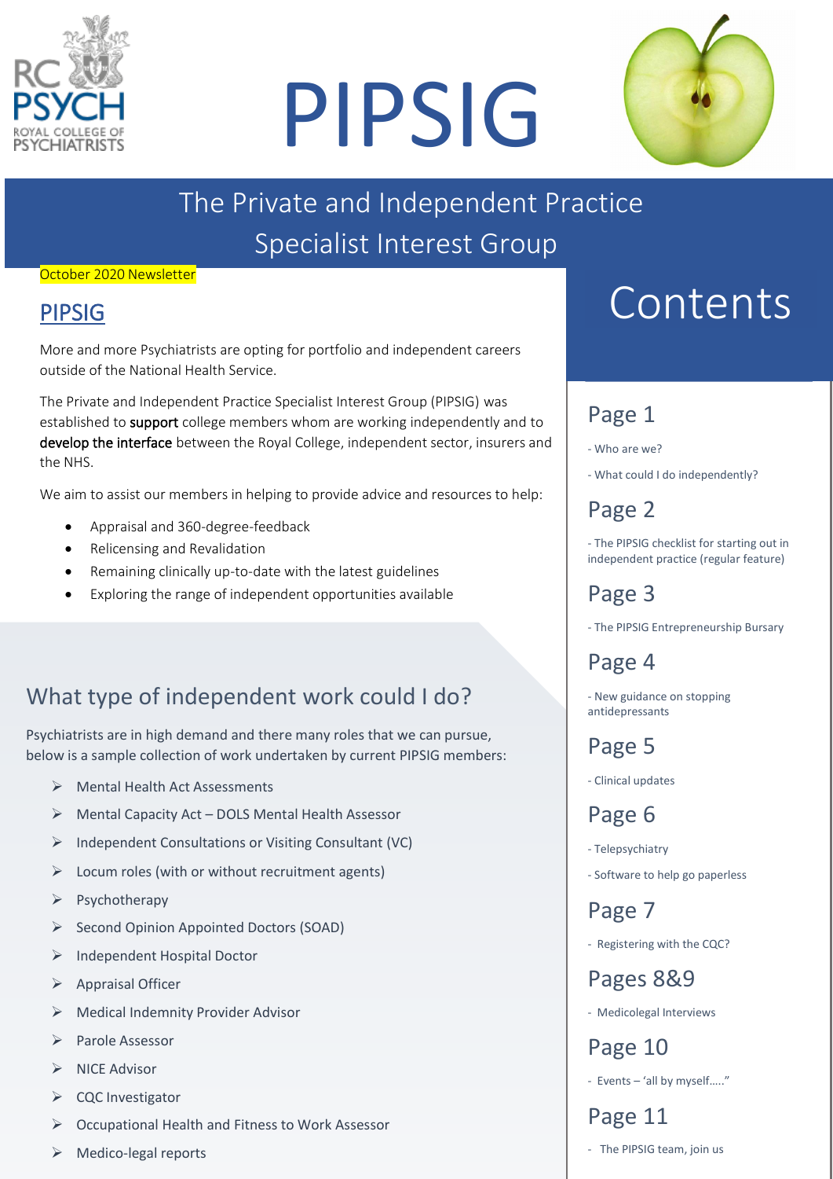# PIPSIG

## The Private and Independent Practice Specialist Interest Group

October 2020 Newsletter

## PIPSIG

More and more Psychiatrists are opting for portfolio and independent careers outside of the National Health Service.

The Private and Independent Practice Specialist Interest Group (PIPSIG) was established to **support** college members whom are working independently and to **develop the interface** between the Royal College, independent sector, insurers and the NHS.

We aim to assist our members in helping to provide advice and resources to help:

- Appraisal and 360-degree-feedback
- Relicensing and Revalidation
- Remaining clinically up-to-date with the latest guidelines
- Exploring the range of independent opportunities available

## What type of independent work could I do?

Psychiatrists are in high demand and there many roles that we can pursue, below is a sample collection of work undertaken by current PIPSIG members:

- Mental Health Act Assessments
- Mental Capacity Act – DOLS Mental Health Assessor
- Independent Consultations or Visiting Consultant (VC)
- Locum roles (with or without recruitment agents)
- Psychotherapy
- Second Opinion Appointed Doctors (SOAD)
- Independent Hospital Doctor
- Appraisal Officer
- Medical Indemnity Provider Advisor
- Parole Assessor
- NICE Advisor
- CQC Investigator
- Occupational Health and Fitness to Work Assessor
- Medico-legal reports

## Contents

### Page 1
- Who are we?
- What could I do independently?

### Page 2
- The PIPSIG checklist for starting out in independent practice (regular feature)

### Page 3
- The PIPSIG Entrepreneurship Bursary

### Page 4
- New guidance on stopping antidepressants

### Page 5
- Clinical updates

### Page 6
- Telepsychiatry
- Software to help go paperless

### Page 7
- Registering with the CQC?

### Pages 8&9
- Medicolegal Interviews

### Page 10
- Events – 'all by myself….."

### Page 11
- The PIPSIG team, join us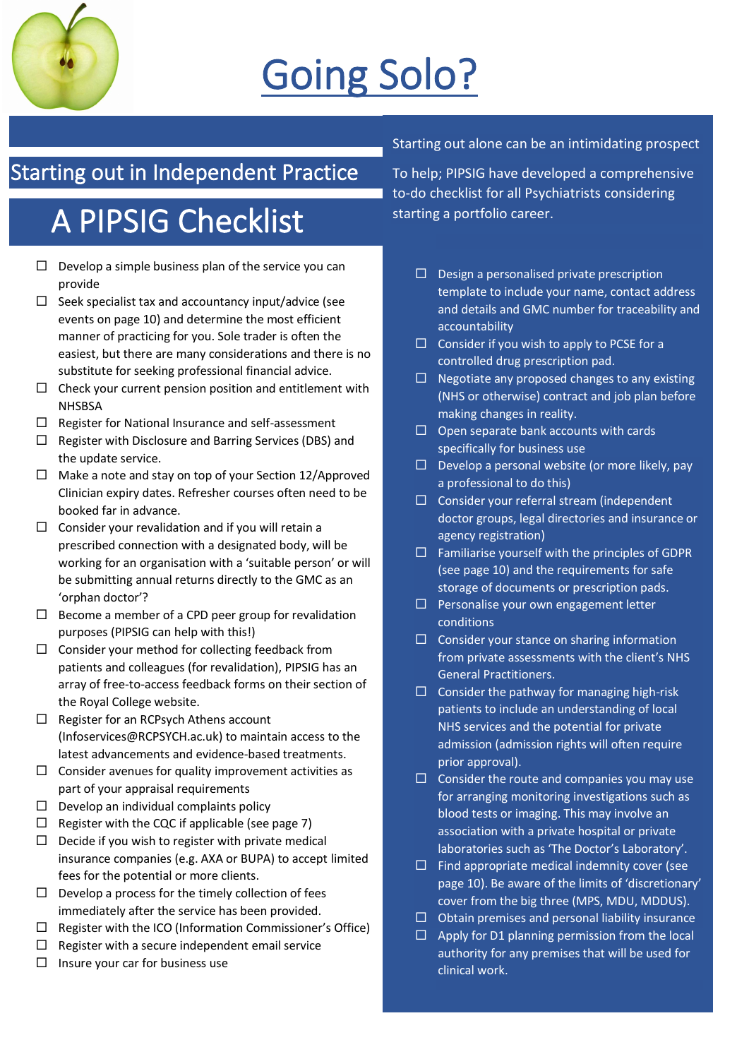# Going Solo?

## Starting out in Independent Practice

## A PIPSIG Checklist

Starting out alone can be an intimidating prospect

To help; PIPSIG have developed a comprehensive to-do checklist for all Psychiatrists considering starting a portfolio career.

- ☐ Develop a simple business plan of the service you can provide
- ☐ Seek specialist tax and accountancy input/advice (see events on page 10) and determine the most efficient manner of practicing for you. Sole trader is often the easiest, but there are many considerations and there is no substitute for seeking professional financial advice.
- ☐ Check your current pension position and entitlement with NHSBSA
- ☐ Register for National Insurance and self-assessment
- ☐ Register with Disclosure and Barring Services (DBS) and the update service.
- ☐ Make a note and stay on top of your Section 12/Approved Clinician expiry dates. Refresher courses often need to be booked far in advance.
- ☐ Consider your revalidation and if you will retain a prescribed connection with a designated body, will be working for an organisation with a 'suitable person' or will be submitting annual returns directly to the GMC as an 'orphan doctor'?
- ☐ Become a member of a CPD peer group for revalidation purposes (PIPSIG can help with this!)
- ☐ Consider your method for collecting feedback from patients and colleagues (for revalidation), PIPSIG has an array of free-to-access feedback forms on their section of the Royal College website.
- ☐ Register for an RCPsych Athens account (Infoservices@RCPSYCH.ac.uk) to maintain access to the latest advancements and evidence-based treatments.
- ☐ Consider avenues for quality improvement activities as part of your appraisal requirements
- ☐ Develop an individual complaints policy
- ☐ Register with the CQC if applicable (see page 7)
- ☐ Decide if you wish to register with private medical insurance companies (e.g. AXA or BUPA) to accept limited fees for the potential or more clients.
- ☐ Develop a process for the timely collection of fees immediately after the service has been provided.
- ☐ Register with the ICO (Information Commissioner's Office)
- ☐ Register with a secure independent email service
- ☐ Insure your car for business use
- ☐ Design a personalised private prescription template to include your name, contact address and details and GMC number for traceability and accountability
- ☐ Consider if you wish to apply to PCSE for a controlled drug prescription pad.
- ☐ Negotiate any proposed changes to any existing (NHS or otherwise) contract and job plan before making changes in reality.
- ☐ Open separate bank accounts with cards specifically for business use
- ☐ Develop a personal website (or more likely, pay a professional to do this)
- ☐ Consider your referral stream (independent doctor groups, legal directories and insurance or agency registration)
- ☐ Familiarise yourself with the principles of GDPR (see page 10) and the requirements for safe storage of documents or prescription pads.
- ☐ Personalise your own engagement letter conditions
- ☐ Consider your stance on sharing information from private assessments with the client's NHS General Practitioners.
- ☐ Consider the pathway for managing high-risk patients to include an understanding of local NHS services and the potential for private admission (admission rights will often require prior approval).
- ☐ Consider the route and companies you may use for arranging monitoring investigations such as blood tests or imaging. This may involve an association with a private hospital or private laboratories such as 'The Doctor's Laboratory'.
- ☐ Find appropriate medical indemnity cover (see page 10). Be aware of the limits of 'discretionary' cover from the big three (MPS, MDU, MDDUS).
- ☐ Obtain premises and personal liability insurance
- ☐ Apply for D1 planning permission from the local authority for any premises that will be used for clinical work.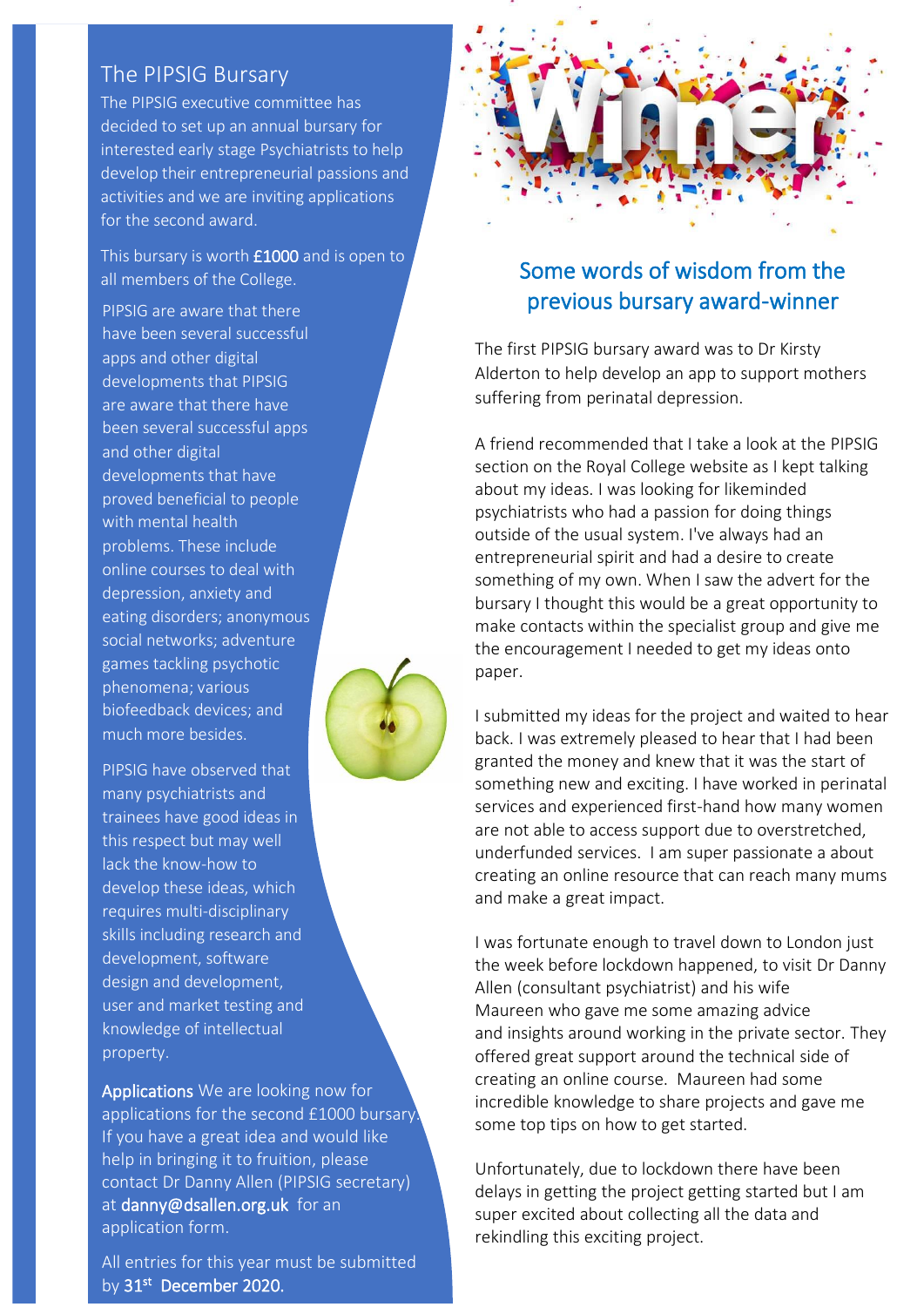## The PIPSIG Bursary

The PIPSIG executive committee has decided to set up an annual bursary for interested early stage Psychiatrists to help develop their entrepreneurial passions and activities and we are inviting applications for the second award.

This bursary is worth **£1000** and is open to all members of the College.

PIPSIG are aware that there have been several successful apps and other digital developments that PIPSIG are aware that there have been several successful apps and other digital developments that have proved beneficial to people with mental health problems. These include online courses to deal with depression, anxiety and eating disorders; anonymous social networks; adventure games tackling psychotic phenomena; various biofeedback devices; and much more besides.

PIPSIG have observed that many psychiatrists and trainees have good ideas in this respect but may well lack the know-how to develop these ideas, which requires multi-disciplinary skills including research and development, software design and development, user and market testing and knowledge of intellectual property.

**Applications** We are looking now for applications for the second £1000 bursary. If you have a great idea and would like help in bringing it to fruition, please contact Dr Danny Allen (PIPSIG secretary) at **danny@dsallen.org.uk** for an application form.

All entries for this year must be submitted by **31st December 2020.**

## Some words of wisdom from the previous bursary award-winner

The first PIPSIG bursary award was to Dr Kirsty Alderton to help develop an app to support mothers suffering from perinatal depression.

A friend recommended that I take a look at the PIPSIG section on the Royal College website as I kept talking about my ideas. I was looking for likeminded psychiatrists who had a passion for doing things outside of the usual system. I've always had an entrepreneurial spirit and had a desire to create something of my own. When I saw the advert for the bursary I thought this would be a great opportunity to make contacts within the specialist group and give me the encouragement I needed to get my ideas onto paper.

I submitted my ideas for the project and waited to hear back. I was extremely pleased to hear that I had been granted the money and knew that it was the start of something new and exciting. I have worked in perinatal services and experienced first-hand how many women are not able to access support due to overstretched, underfunded services. I am super passionate a about creating an online resource that can reach many mums and make a great impact.

I was fortunate enough to travel down to London just the week before lockdown happened, to visit Dr Danny Allen (consultant psychiatrist) and his wife Maureen who gave me some amazing advice and insights around working in the private sector. They offered great support around the technical side of creating an online course. Maureen had some incredible knowledge to share projects and gave me some top tips on how to get started.

Unfortunately, due to lockdown there have been delays in getting the project getting started but I am super excited about collecting all the data and rekindling this exciting project.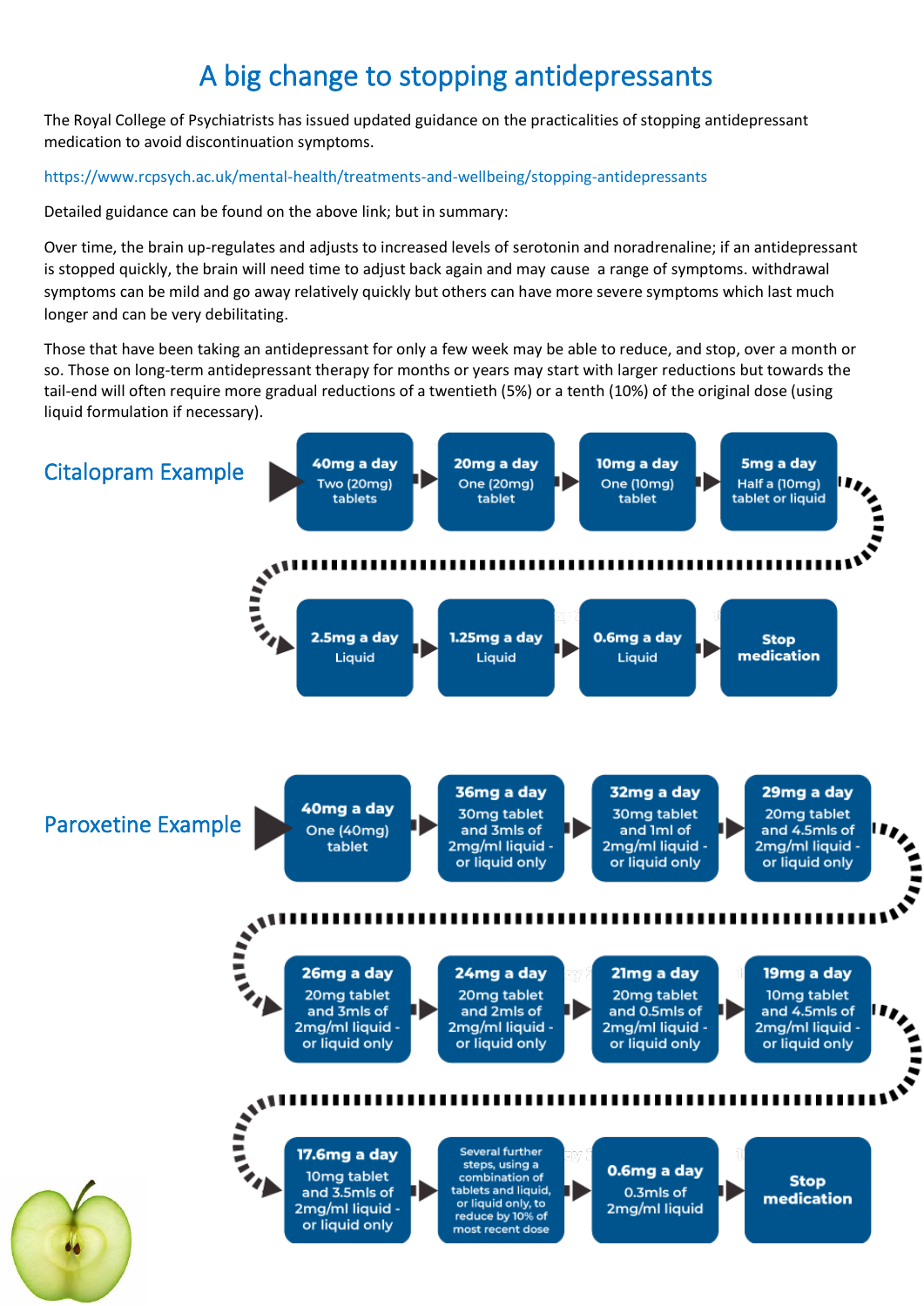# A big change to stopping antidepressants

The Royal College of Psychiatrists has issued updated guidance on the practicalities of stopping antidepressant medication to avoid discontinuation symptoms.

https://www.rcpsych.ac.uk/mental-health/treatments-and-wellbeing/stopping-antidepressants

Detailed guidance can be found on the above link; but in summary:

Over time, the brain up-regulates and adjusts to increased levels of serotonin and noradrenaline; if an antidepressant is stopped quickly, the brain will need time to adjust back again and may cause a range of symptoms. withdrawal symptoms can be mild and go away relatively quickly but others can have more severe symptoms which last much longer and can be very debilitating.

Those that have been taking an antidepressant for only a few week may be able to reduce, and stop, over a month or so. Those on long-term antidepressant therapy for months or years may start with larger reductions but towards the tail-end will often require more gradual reductions of a twentieth (5%) or a tenth (10%) of the original dose (using liquid formulation if necessary).

## Citalopram Example

1. **40mg a day** – Two (20mg) tablets
2. **20mg a day** – One (20mg) tablet
3. **10mg a day** – One (10mg) tablet
4. **5mg a day** – Half a (10mg) tablet or liquid
5. **2.5mg a day** – Liquid
6. **1.25mg a day** – Liquid
7. **0.6mg a day** – Liquid
8. **Stop medication**

## Paroxetine Example

1. **40mg a day** – One (40mg) tablet
2. **36mg a day** – 30mg tablet and 3mls of 2mg/ml liquid - or liquid only
3. **32mg a day** – 30mg tablet and 1ml of 2mg/ml liquid - or liquid only
4. **29mg a day** – 20mg tablet and 4.5mls of 2mg/ml liquid - or liquid only
5. **26mg a day** – 20mg tablet and 3mls of 2mg/ml liquid - or liquid only
6. **24mg a day** – 20mg tablet and 2mls of 2mg/ml liquid - or liquid only
7. **21mg a day** – 20mg tablet and 0.5mls of 2mg/ml liquid - or liquid only
8. **19mg a day** – 10mg tablet and 4.5mls of 2mg/ml liquid - or liquid only
9. **17.6mg a day** – 10mg tablet and 3.5mls of 2mg/ml liquid - or liquid only
10. Several further steps, using a combination of tablets and liquid, or liquid only, to reduce by 10% of most recent dose
11. **0.6mg a day** – 0.3mls of 2mg/ml liquid
12. **Stop medication**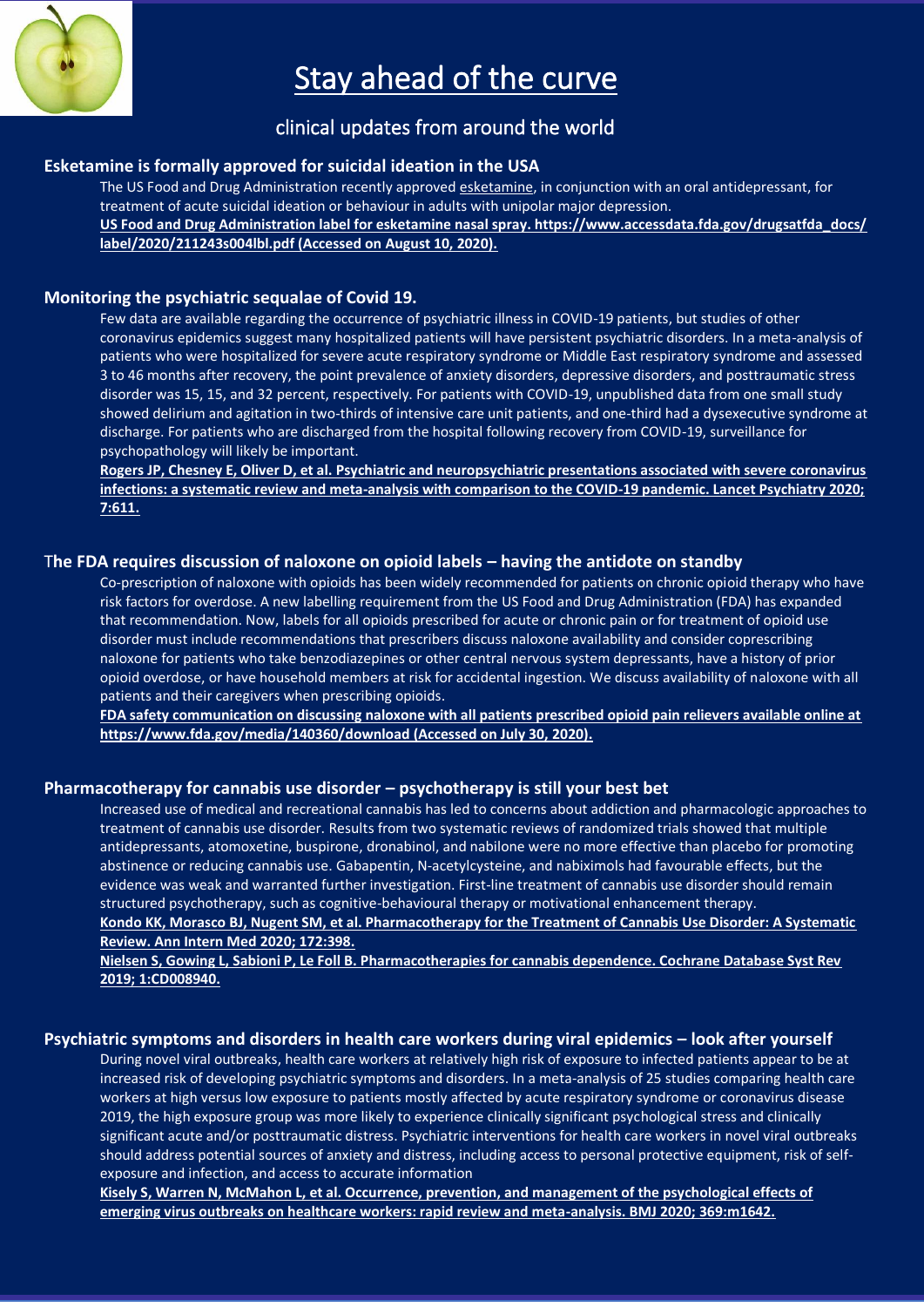# Stay ahead of the curve

## clinical updates from around the world

### Esketamine is formally approved for suicidal ideation in the USA

The US Food and Drug Administration recently approved esketamine, in conjunction with an oral antidepressant, for treatment of acute suicidal ideation or behaviour in adults with unipolar major depression.

**US Food and Drug Administration label for esketamine nasal spray. https://www.accessdata.fda.gov/drugsatfda_docs/label/2020/211243s004lbl.pdf (Accessed on August 10, 2020).**

### Monitoring the psychiatric sequalae of Covid 19.

Few data are available regarding the occurrence of psychiatric illness in COVID-19 patients, but studies of other coronavirus epidemics suggest many hospitalized patients will have persistent psychiatric disorders. In a meta-analysis of patients who were hospitalized for severe acute respiratory syndrome or Middle East respiratory syndrome and assessed 3 to 46 months after recovery, the point prevalence of anxiety disorders, depressive disorders, and posttraumatic stress disorder was 15, 15, and 32 percent, respectively. For patients with COVID-19, unpublished data from one small study showed delirium and agitation in two-thirds of intensive care unit patients, and one-third had a dysexecutive syndrome at discharge. For patients who are discharged from the hospital following recovery from COVID-19, surveillance for psychopathology will likely be important.

**Rogers JP, Chesney E, Oliver D, et al. Psychiatric and neuropsychiatric presentations associated with severe coronavirus infections: a systematic review and meta-analysis with comparison to the COVID-19 pandemic. Lancet Psychiatry 2020; 7:611.**

### The FDA requires discussion of naloxone on opioid labels – having the antidote on standby

Co-prescription of naloxone with opioids has been widely recommended for patients on chronic opioid therapy who have risk factors for overdose. A new labelling requirement from the US Food and Drug Administration (FDA) has expanded that recommendation. Now, labels for all opioids prescribed for acute or chronic pain or for treatment of opioid use disorder must include recommendations that prescribers discuss naloxone availability and consider coprescribing naloxone for patients who take benzodiazepines or other central nervous system depressants, have a history of prior opioid overdose, or have household members at risk for accidental ingestion. We discuss availability of naloxone with all patients and their caregivers when prescribing opioids.

**FDA safety communication on discussing naloxone with all patients prescribed opioid pain relievers available online at https://www.fda.gov/media/140360/download (Accessed on July 30, 2020).**

### Pharmacotherapy for cannabis use disorder – psychotherapy is still your best bet

Increased use of medical and recreational cannabis has led to concerns about addiction and pharmacologic approaches to treatment of cannabis use disorder. Results from two systematic reviews of randomized trials showed that multiple antidepressants, atomoxetine, buspirone, dronabinol, and nabilone were no more effective than placebo for promoting abstinence or reducing cannabis use. Gabapentin, N-acetylcysteine, and nabiximols had favourable effects, but the evidence was weak and warranted further investigation. First-line treatment of cannabis use disorder should remain structured psychotherapy, such as cognitive-behavioural therapy or motivational enhancement therapy.

**Kondo KK, Morasco BJ, Nugent SM, et al. Pharmacotherapy for the Treatment of Cannabis Use Disorder: A Systematic Review. Ann Intern Med 2020; 172:398.**

**Nielsen S, Gowing L, Sabioni P, Le Foll B. Pharmacotherapies for cannabis dependence. Cochrane Database Syst Rev 2019; 1:CD008940.**

### Psychiatric symptoms and disorders in health care workers during viral epidemics – look after yourself

During novel viral outbreaks, health care workers at relatively high risk of exposure to infected patients appear to be at increased risk of developing psychiatric symptoms and disorders. In a meta-analysis of 25 studies comparing health care workers at high versus low exposure to patients mostly affected by acute respiratory syndrome or coronavirus disease 2019, the high exposure group was more likely to experience clinically significant psychological stress and clinically significant acute and/or posttraumatic distress. Psychiatric interventions for health care workers in novel viral outbreaks should address potential sources of anxiety and distress, including access to personal protective equipment, risk of self-exposure and infection, and access to accurate information

**Kisely S, Warren N, McMahon L, et al. Occurrence, prevention, and management of the psychological effects of emerging virus outbreaks on healthcare workers: rapid review and meta-analysis. BMJ 2020; 369:m1642.**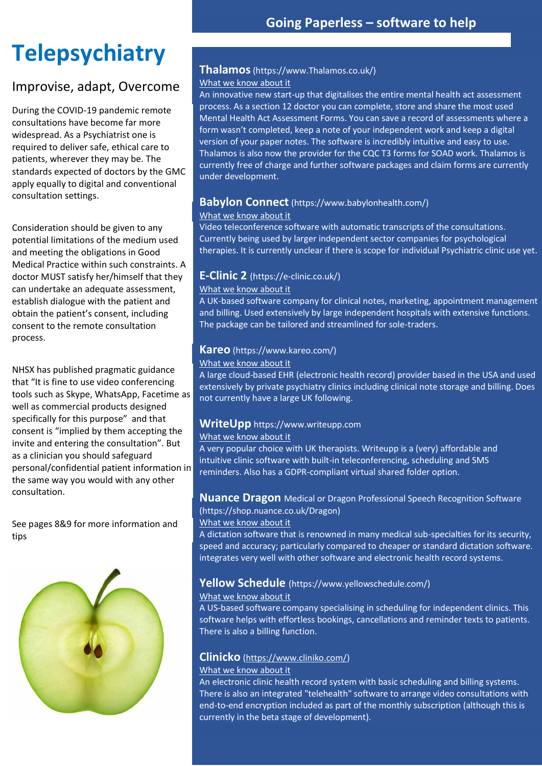# Telepsychiatry

## Improvise, adapt, Overcome

During the COVID-19 pandemic remote consultations have become far more widespread. As a Psychiatrist one is required to deliver safe, ethical care to patients, wherever they may be. The standards expected of doctors by the GMC apply equally to digital and conventional consultation settings.

Consideration should be given to any potential limitations of the medium used and meeting the obligations in Good Medical Practice within such constraints. A doctor MUST satisfy her/himself that they can undertake an adequate assessment, establish dialogue with the patient and obtain the patient's consent, including consent to the remote consultation process.

NHSX has published pragmatic guidance that "It is fine to use video conferencing tools such as Skype, WhatsApp, Facetime as well as commercial products designed specifically for this purpose" and that consent is "implied by them accepting the invite and entering the consultation". But as a clinician you should safeguard personal/confidential patient information in the same way you would with any other consultation.

See pages 8&9 for more information and tips

## Going Paperless – software to help

### Thalamos (https://www.Thalamos.co.uk/)

What we know about it

An innovative new start-up that digitalises the entire mental health act assessment process. As a section 12 doctor you can complete, store and share the most used Mental Health Act Assessment Forms. You can save a record of assessments where a form wasn't completed, keep a note of your independent work and keep a digital version of your paper notes. The software is incredibly intuitive and easy to use. Thalamos is also now the provider for the CQC T3 forms for SOAD work. Thalamos is currently free of charge and further software packages and claim forms are currently under development.

### Babylon Connect (https://www.babylonhealth.com/)

What we know about it

Video teleconference software with automatic transcripts of the consultations. Currently being used by larger independent sector companies for psychological therapies. It is currently unclear if there is scope for individual Psychiatric clinic use yet.

### E-Clinic 2 (https://e-clinic.co.uk/)

What we know about it

A UK-based software company for clinical notes, marketing, appointment management and billing. Used extensively by large independent hospitals with extensive functions. The package can be tailored and streamlined for sole-traders.

### Kareo (https://www.kareo.com/)

What we know about it

A large cloud-based EHR (electronic health record) provider based in the USA and used extensively by private psychiatry clinics including clinical note storage and billing. Does not currently have a large UK following.

### WriteUpp https://www.writeupp.com

What we know about it

A very popular choice with UK therapists. Writeupp is a (very) affordable and intuitive clinic software with built-in teleconferencing, scheduling and SMS reminders. Also has a GDPR-compliant virtual shared folder option.

### Nuance Dragon Medical or Dragon Professional Speech Recognition Software (https://shop.nuance.co.uk/Dragon)

What we know about it

A dictation software that is renowned in many medical sub-specialties for its security, speed and accuracy; particularly compared to cheaper or standard dictation software. integrates very well with other software and electronic health record systems.

### Yellow Schedule (https://www.yellowschedule.com/)

What we know about it

A US-based software company specialising in scheduling for independent clinics. This software helps with effortless bookings, cancellations and reminder texts to patients. There is also a billing function.

### Clinicko (https://www.cliniko.com/)

What we know about it

An electronic clinic health record system with basic scheduling and billing systems. There is also an integrated "telehealth" software to arrange video consultations with end-to-end encryption included as part of the monthly subscription (although this is currently in the beta stage of development).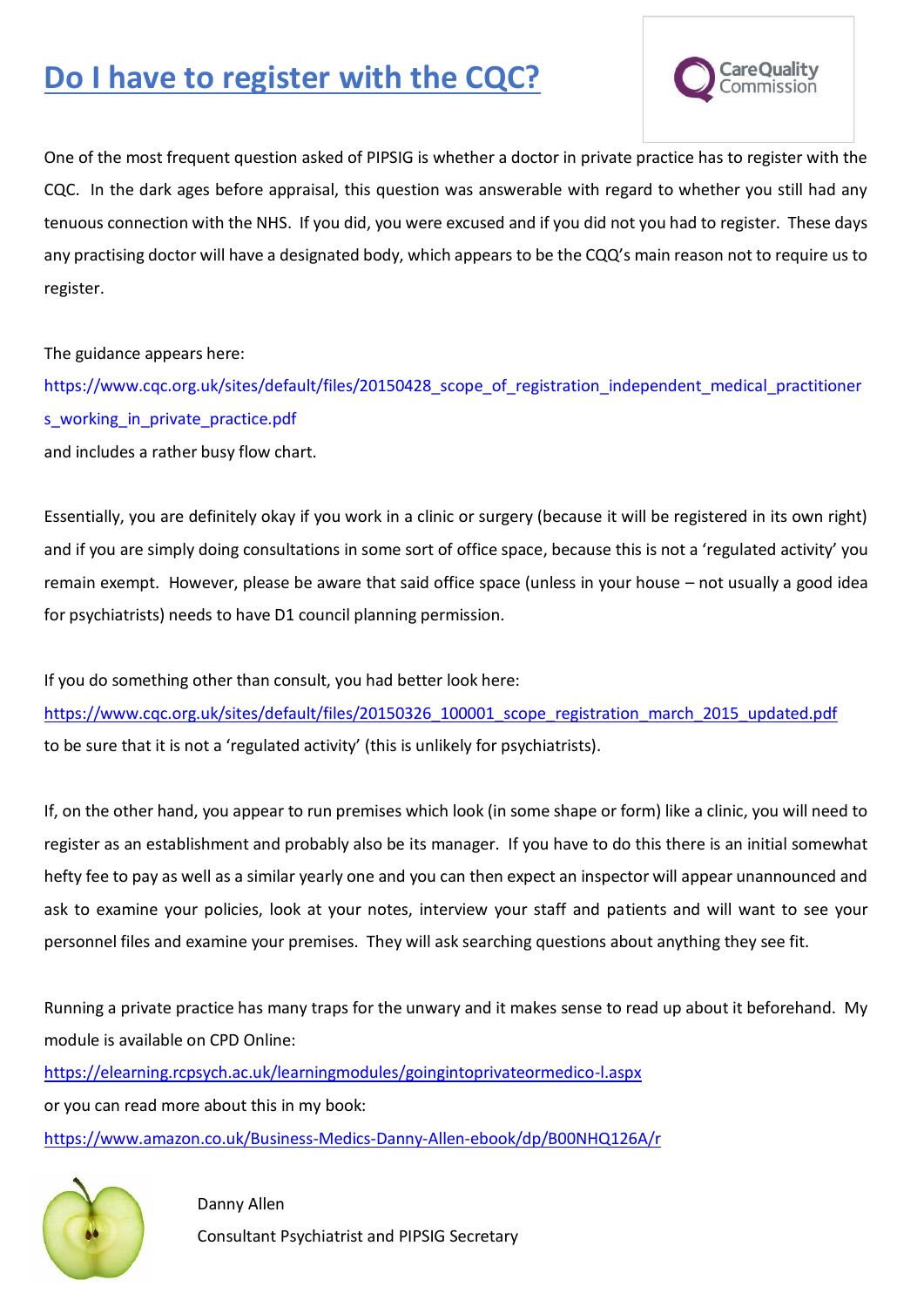# Do I have to register with the CQC?

One of the most frequent question asked of PIPSIG is whether a doctor in private practice has to register with the CQC. In the dark ages before appraisal, this question was answerable with regard to whether you still had any tenuous connection with the NHS. If you did, you were excused and if you did not you had to register. These days any practising doctor will have a designated body, which appears to be the CQQ's main reason not to require us to register.

The guidance appears here:
https://www.cqc.org.uk/sites/default/files/20150428_scope_of_registration_independent_medical_practitioners_working_in_private_practice.pdf
and includes a rather busy flow chart.

Essentially, you are definitely okay if you work in a clinic or surgery (because it will be registered in its own right) and if you are simply doing consultations in some sort of office space, because this is not a 'regulated activity' you remain exempt. However, please be aware that said office space (unless in your house – not usually a good idea for psychiatrists) needs to have D1 council planning permission.

If you do something other than consult, you had better look here:
https://www.cqc.org.uk/sites/default/files/20150326_100001_scope_registration_march_2015_updated.pdf
to be sure that it is not a 'regulated activity' (this is unlikely for psychiatrists).

If, on the other hand, you appear to run premises which look (in some shape or form) like a clinic, you will need to register as an establishment and probably also be its manager. If you have to do this there is an initial somewhat hefty fee to pay as well as a similar yearly one and you can then expect an inspector will appear unannounced and ask to examine your policies, look at your notes, interview your staff and patients and will want to see your personnel files and examine your premises. They will ask searching questions about anything they see fit.

Running a private practice has many traps for the unwary and it makes sense to read up about it beforehand. My module is available on CPD Online:
https://elearning.rcpsych.ac.uk/learningmodules/goingintoprivateormedico-l.aspx
or you can read more about this in my book:
https://www.amazon.co.uk/Business-Medics-Danny-Allen-ebook/dp/B00NHQ126A/r

Danny Allen
Consultant Psychiatrist and PIPSIG Secretary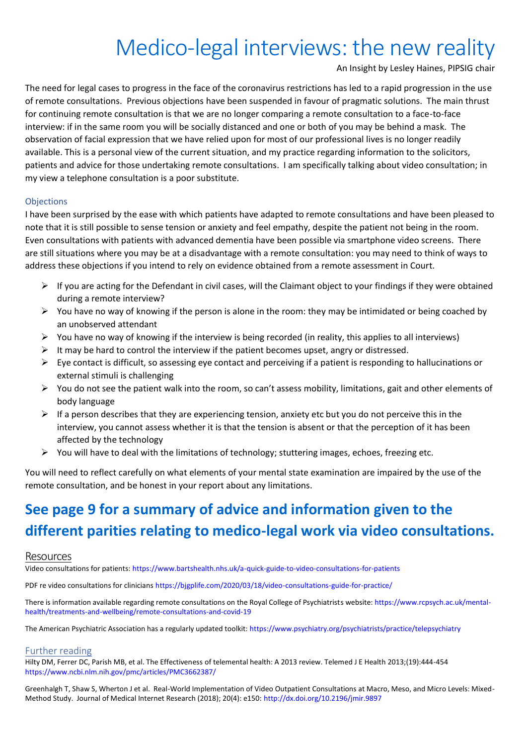# Medico-legal interviews: the new reality

An Insight by Lesley Haines, PIPSIG chair

The need for legal cases to progress in the face of the coronavirus restrictions has led to a rapid progression in the use of remote consultations. Previous objections have been suspended in favour of pragmatic solutions. The main thrust for continuing remote consultation is that we are no longer comparing a remote consultation to a face-to-face interview: if in the same room you will be socially distanced and one or both of you may be behind a mask. The observation of facial expression that we have relied upon for most of our professional lives is no longer readily available. This is a personal view of the current situation, and my practice regarding information to the solicitors, patients and advice for those undertaking remote consultations. I am specifically talking about video consultation; in my view a telephone consultation is a poor substitute.

### Objections

I have been surprised by the ease with which patients have adapted to remote consultations and have been pleased to note that it is still possible to sense tension or anxiety and feel empathy, despite the patient not being in the room. Even consultations with patients with advanced dementia have been possible via smartphone video screens. There are still situations where you may be at a disadvantage with a remote consultation: you may need to think of ways to address these objections if you intend to rely on evidence obtained from a remote assessment in Court.

- If you are acting for the Defendant in civil cases, will the Claimant object to your findings if they were obtained during a remote interview?
- You have no way of knowing if the person is alone in the room: they may be intimidated or being coached by an unobserved attendant
- You have no way of knowing if the interview is being recorded (in reality, this applies to all interviews)
- It may be hard to control the interview if the patient becomes upset, angry or distressed.
- Eye contact is difficult, so assessing eye contact and perceiving if a patient is responding to hallucinations or external stimuli is challenging
- You do not see the patient walk into the room, so can't assess mobility, limitations, gait and other elements of body language
- If a person describes that they are experiencing tension, anxiety etc but you do not perceive this in the interview, you cannot assess whether it is that the tension is absent or that the perception of it has been affected by the technology
- You will have to deal with the limitations of technology; stuttering images, echoes, freezing etc.

You will need to reflect carefully on what elements of your mental state examination are impaired by the use of the remote consultation, and be honest in your report about any limitations.

## See page 9 for a summary of advice and information given to the different parities relating to medico-legal work via video consultations.

### Resources

Video consultations for patients: https://www.bartshealth.nhs.uk/a-quick-guide-to-video-consultations-for-patients

PDF re video consultations for clinicians https://bjgplife.com/2020/03/18/video-consultations-guide-for-practice/

There is information available regarding remote consultations on the Royal College of Psychiatrists website: https://www.rcpsych.ac.uk/mental-health/treatments-and-wellbeing/remote-consultations-and-covid-19

The American Psychiatric Association has a regularly updated toolkit: https://www.psychiatry.org/psychiatrists/practice/telepsychiatry

### Further reading

Hilty DM, Ferrer DC, Parish MB, et al. The Effectiveness of telemental health: A 2013 review. Telemed J E Health 2013;(19):444-454 https://www.ncbi.nlm.nih.gov/pmc/articles/PMC3662387/

Greenhalgh T, Shaw S, Wherton J et al. Real-World Implementation of Video Outpatient Consultations at Macro, Meso, and Micro Levels: Mixed-Method Study. Journal of Medical Internet Research (2018); 20(4): e150: http://dx.doi.org/10.2196/jmir.9897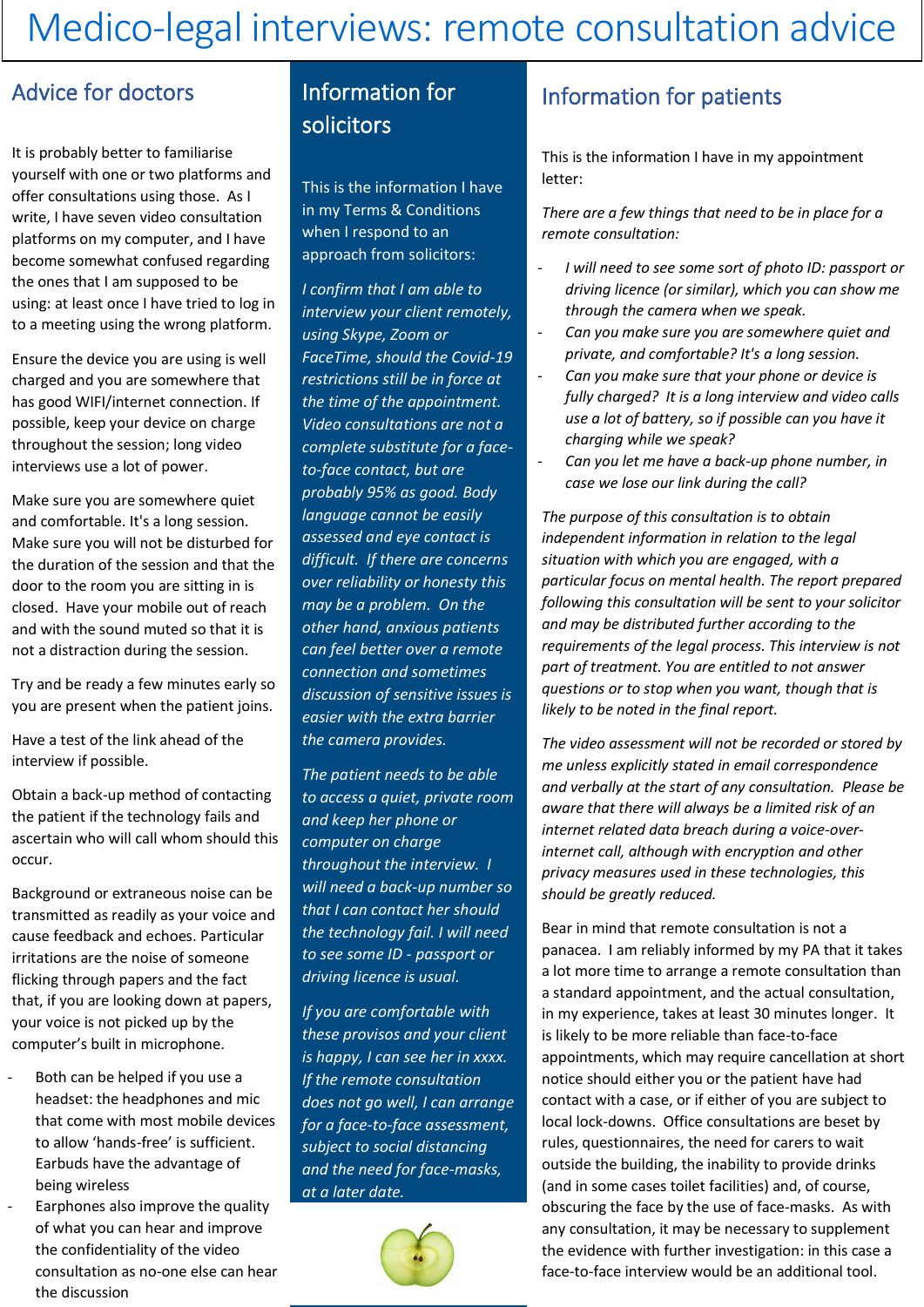# Medico-legal interviews: remote consultation advice

## Advice for doctors

It is probably better to familiarise yourself with one or two platforms and offer consultations using those. As I write, I have seven video consultation platforms on my computer, and I have become somewhat confused regarding the ones that I am supposed to be using: at least once I have tried to log in to a meeting using the wrong platform.

Ensure the device you are using is well charged and you are somewhere that has good WIFI/internet connection. If possible, keep your device on charge throughout the session; long video interviews use a lot of power.

Make sure you are somewhere quiet and comfortable. It's a long session. Make sure you will not be disturbed for the duration of the session and that the door to the room you are sitting in is closed. Have your mobile out of reach and with the sound muted so that it is not a distraction during the session.

Try and be ready a few minutes early so you are present when the patient joins.

Have a test of the link ahead of the interview if possible.

Obtain a back-up method of contacting the patient if the technology fails and ascertain who will call whom should this occur.

Background or extraneous noise can be transmitted as readily as your voice and cause feedback and echoes. Particular irritations are the noise of someone flicking through papers and the fact that, if you are looking down at papers, your voice is not picked up by the computer's built in microphone.

- Both can be helped if you use a headset: the headphones and mic that come with most mobile devices to allow 'hands-free' is sufficient. Earbuds have the advantage of being wireless
- Earphones also improve the quality of what you can hear and improve the confidentiality of the video consultation as no-one else can hear the discussion

## Information for solicitors

This is the information I have in my Terms & Conditions when I respond to an approach from solicitors:

*I confirm that I am able to interview your client remotely, using Skype, Zoom or FaceTime, should the Covid-19 restrictions still be in force at the time of the appointment. Video consultations are not a complete substitute for a face-to-face contact, but are probably 95% as good. Body language cannot be easily assessed and eye contact is difficult. If there are concerns over reliability or honesty this may be a problem. On the other hand, anxious patients can feel better over a remote connection and sometimes discussion of sensitive issues is easier with the extra barrier the camera provides.*

*The patient needs to be able to access a quiet, private room and keep her phone or computer on charge throughout the interview. I will need a back-up number so that I can contact her should the technology fail. I will need to see some ID - passport or driving licence is usual.*

*If you are comfortable with these provisos and your client is happy, I can see her in xxxx. If the remote consultation does not go well, I can arrange for a face-to-face assessment, subject to social distancing and the need for face-masks, at a later date.*

## Information for patients

This is the information I have in my appointment letter:

*There are a few things that need to be in place for a remote consultation:*

- *I will need to see some sort of photo ID: passport or driving licence (or similar), which you can show me through the camera when we speak.*
- *Can you make sure you are somewhere quiet and private, and comfortable? It's a long session.*
- *Can you make sure that your phone or device is fully charged? It is a long interview and video calls use a lot of battery, so if possible can you have it charging while we speak?*
- *Can you let me have a back-up phone number, in case we lose our link during the call?*

*The purpose of this consultation is to obtain independent information in relation to the legal situation with which you are engaged, with a particular focus on mental health. The report prepared following this consultation will be sent to your solicitor and may be distributed further according to the requirements of the legal process. This interview is not part of treatment. You are entitled to not answer questions or to stop when you want, though that is likely to be noted in the final report.*

*The video assessment will not be recorded or stored by me unless explicitly stated in email correspondence and verbally at the start of any consultation. Please be aware that there will always be a limited risk of an internet related data breach during a voice-over-internet call, although with encryption and other privacy measures used in these technologies, this should be greatly reduced.*

Bear in mind that remote consultation is not a panacea. I am reliably informed by my PA that it takes a lot more time to arrange a remote consultation than a standard appointment, and the actual consultation, in my experience, takes at least 30 minutes longer. It is likely to be more reliable than face-to-face appointments, which may require cancellation at short notice should either you or the patient have had contact with a case, or if either of you are subject to local lock-downs. Office consultations are beset by rules, questionnaires, the need for carers to wait outside the building, the inability to provide drinks (and in some cases toilet facilities) and, of course, obscuring the face by the use of face-masks. As with any consultation, it may be necessary to supplement the evidence with further investigation: in this case a face-to-face interview would be an additional tool.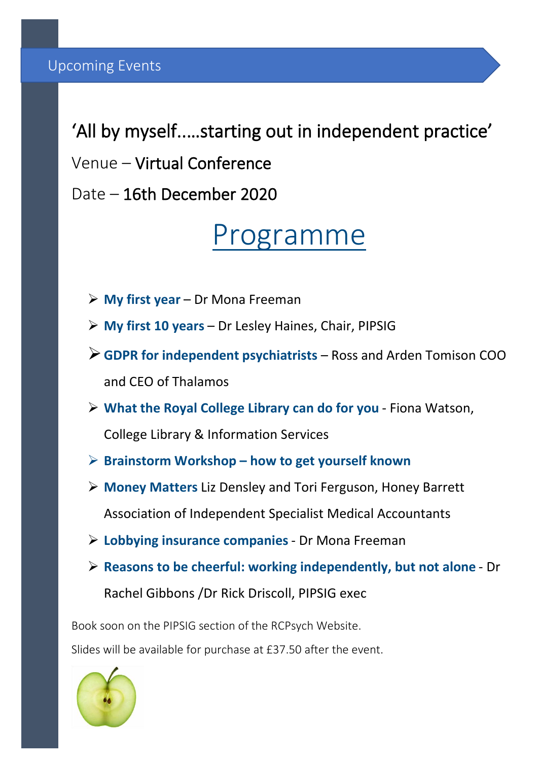## Upcoming Events

### ‘All by myself.....starting out in independent practice’

Venue – Virtual Conference

Date – 16th December 2020

# Programme

- **My first year** – Dr Mona Freeman
- **My first 10 years** – Dr Lesley Haines, Chair, PIPSIG
- **GDPR for independent psychiatrists** – Ross and Arden Tomison COO and CEO of Thalamos
- **What the Royal College Library can do for you** - Fiona Watson, College Library & Information Services
- **Brainstorm Workshop – how to get yourself known**
- **Money Matters** Liz Densley and Tori Ferguson, Honey Barrett Association of Independent Specialist Medical Accountants
- **Lobbying insurance companies** - Dr Mona Freeman
- **Reasons to be cheerful: working independently, but not alone** - Dr Rachel Gibbons /Dr Rick Driscoll, PIPSIG exec

Book soon on the PIPSIG section of the RCPsych Website.

Slides will be available for purchase at £37.50 after the event.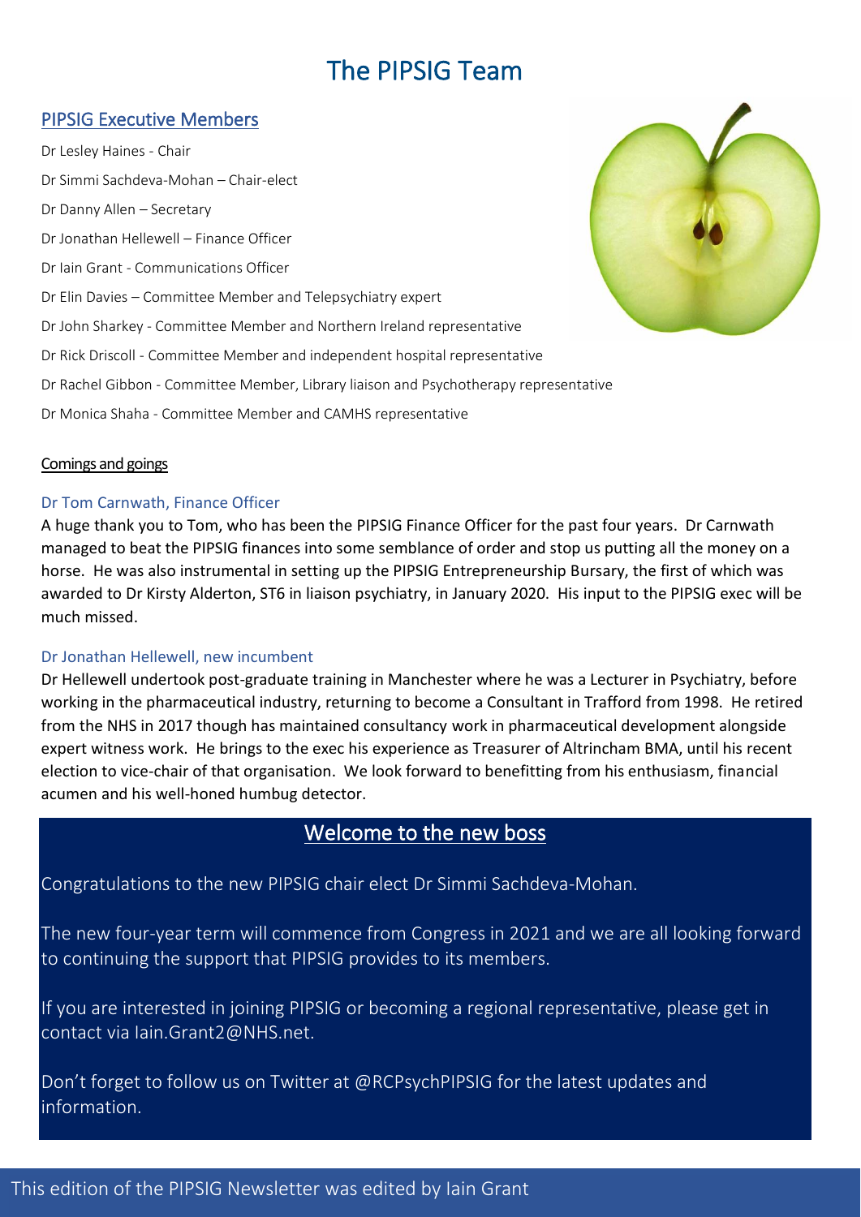# The PIPSIG Team

## PIPSIG Executive Members

Dr Lesley Haines - Chair

Dr Simmi Sachdeva-Mohan – Chair-elect

Dr Danny Allen – Secretary

Dr Jonathan Hellewell – Finance Officer

Dr Iain Grant - Communications Officer

Dr Elin Davies – Committee Member and Telepsychiatry expert

Dr John Sharkey - Committee Member and Northern Ireland representative

Dr Rick Driscoll - Committee Member and independent hospital representative

Dr Rachel Gibbon - Committee Member, Library liaison and Psychotherapy representative

Dr Monica Shaha - Committee Member and CAMHS representative

### Comings and goings

#### Dr Tom Carnwath, Finance Officer

A huge thank you to Tom, who has been the PIPSIG Finance Officer for the past four years. Dr Carnwath managed to beat the PIPSIG finances into some semblance of order and stop us putting all the money on a horse. He was also instrumental in setting up the PIPSIG Entrepreneurship Bursary, the first of which was awarded to Dr Kirsty Alderton, ST6 in liaison psychiatry, in January 2020. His input to the PIPSIG exec will be much missed.

#### Dr Jonathan Hellewell, new incumbent

Dr Hellewell undertook post-graduate training in Manchester where he was a Lecturer in Psychiatry, before working in the pharmaceutical industry, returning to become a Consultant in Trafford from 1998. He retired from the NHS in 2017 though has maintained consultancy work in pharmaceutical development alongside expert witness work. He brings to the exec his experience as Treasurer of Altrincham BMA, until his recent election to vice-chair of that organisation. We look forward to benefitting from his enthusiasm, financial acumen and his well-honed humbug detector.

## Welcome to the new boss

Congratulations to the new PIPSIG chair elect Dr Simmi Sachdeva-Mohan.

The new four-year term will commence from Congress in 2021 and we are all looking forward to continuing the support that PIPSIG provides to its members.

If you are interested in joining PIPSIG or becoming a regional representative, please get in contact via Iain.Grant2@NHS.net.

Don't forget to follow us on Twitter at @RCPsychPIPSIG for the latest updates and information.

This edition of the PIPSIG Newsletter was edited by Iain Grant